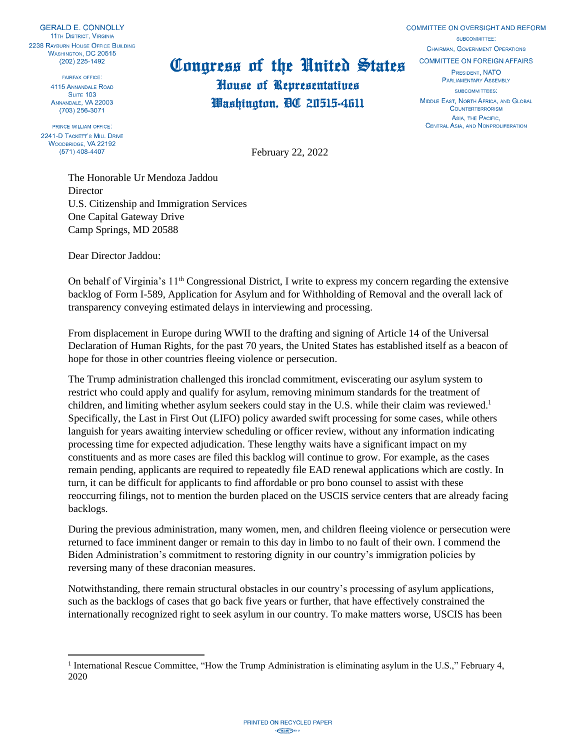GERALD E. CONNOLLY
11TH DISTRICT, VIRGINIA
2238 RAYBURN HOUSE OFFICE BUILDING
WASHINGTON, DC 20515
(202) 225-1492

FAIRFAX OFFICE:
4115 ANNANDALE ROAD
SUITE 103
ANNANDALE, VA 22003
(703) 256-3071

PRINCE WILLIAM OFFICE:
2241-D TACKETT'S MILL DRIVE
WOODBRIDGE, VA 22192
(571) 408-4407

# Congress of the United States
## House of Representatives
## Washington, DC 20515-4611

COMMITTEE ON OVERSIGHT AND REFORM
SUBCOMMITTEE:
CHAIRMAN, GOVERNMENT OPERATIONS
COMMITTEE ON FOREIGN AFFAIRS
PRESIDENT, NATO PARLIAMENTARY ASSEMBLY
SUBCOMMITTEES:
MIDDLE EAST, NORTH AFRICA, AND GLOBAL COUNTERTERRORISM
ASIA, THE PACIFIC, CENTRAL ASIA, AND NONPROLIFERATION

February 22, 2022

The Honorable Ur Mendoza Jaddou
Director
U.S. Citizenship and Immigration Services
One Capital Gateway Drive
Camp Springs, MD 20588

Dear Director Jaddou:

On behalf of Virginia's 11th Congressional District, I write to express my concern regarding the extensive backlog of Form I-589, Application for Asylum and for Withholding of Removal and the overall lack of transparency conveying estimated delays in interviewing and processing.

From displacement in Europe during WWII to the drafting and signing of Article 14 of the Universal Declaration of Human Rights, for the past 70 years, the United States has established itself as a beacon of hope for those in other countries fleeing violence or persecution.

The Trump administration challenged this ironclad commitment, eviscerating our asylum system to restrict who could apply and qualify for asylum, removing minimum standards for the treatment of children, and limiting whether asylum seekers could stay in the U.S. while their claim was reviewed.[1] Specifically, the Last in First Out (LIFO) policy awarded swift processing for some cases, while others languish for years awaiting interview scheduling or officer review, without any information indicating processing time for expected adjudication. These lengthy waits have a significant impact on my constituents and as more cases are filed this backlog will continue to grow. For example, as the cases remain pending, applicants are required to repeatedly file EAD renewal applications which are costly. In turn, it can be difficult for applicants to find affordable or pro bono counsel to assist with these reoccurring filings, not to mention the burden placed on the USCIS service centers that are already facing backlogs.

During the previous administration, many women, men, and children fleeing violence or persecution were returned to face imminent danger or remain to this day in limbo to no fault of their own. I commend the Biden Administration's commitment to restoring dignity in our country's immigration policies by reversing many of these draconian measures.

Notwithstanding, there remain structural obstacles in our country's processing of asylum applications, such as the backlogs of cases that go back five years or further, that have effectively constrained the internationally recognized right to seek asylum in our country. To make matters worse, USCIS has been

[1] International Rescue Committee, "How the Trump Administration is eliminating asylum in the U.S.," February 4, 2020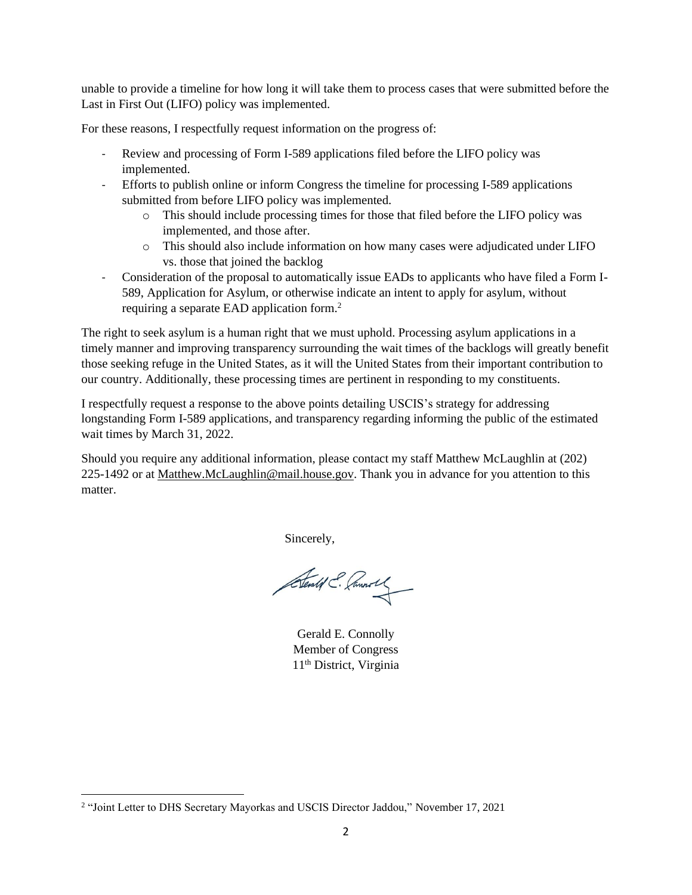unable to provide a timeline for how long it will take them to process cases that were submitted before the Last in First Out (LIFO) policy was implemented.

For these reasons, I respectfully request information on the progress of:

- Review and processing of Form I-589 applications filed before the LIFO policy was implemented.
- Efforts to publish online or inform Congress the timeline for processing I-589 applications submitted from before LIFO policy was implemented.
  - This should include processing times for those that filed before the LIFO policy was implemented, and those after.
  - This should also include information on how many cases were adjudicated under LIFO vs. those that joined the backlog
- Consideration of the proposal to automatically issue EADs to applicants who have filed a Form I-589, Application for Asylum, or otherwise indicate an intent to apply for asylum, without requiring a separate EAD application form.[2]

The right to seek asylum is a human right that we must uphold. Processing asylum applications in a timely manner and improving transparency surrounding the wait times of the backlogs will greatly benefit those seeking refuge in the United States, as it will the United States from their important contribution to our country. Additionally, these processing times are pertinent in responding to my constituents.

I respectfully request a response to the above points detailing USCIS's strategy for addressing longstanding Form I-589 applications, and transparency regarding informing the public of the estimated wait times by March 31, 2022.

Should you require any additional information, please contact my staff Matthew McLaughlin at (202) 225-1492 or at Matthew.McLaughlin@mail.house.gov. Thank you in advance for you attention to this matter.

Sincerely,

Gerald E. Connolly
Member of Congress
11th District, Virginia

---

[2] "Joint Letter to DHS Secretary Mayorkas and USCIS Director Jaddou," November 17, 2021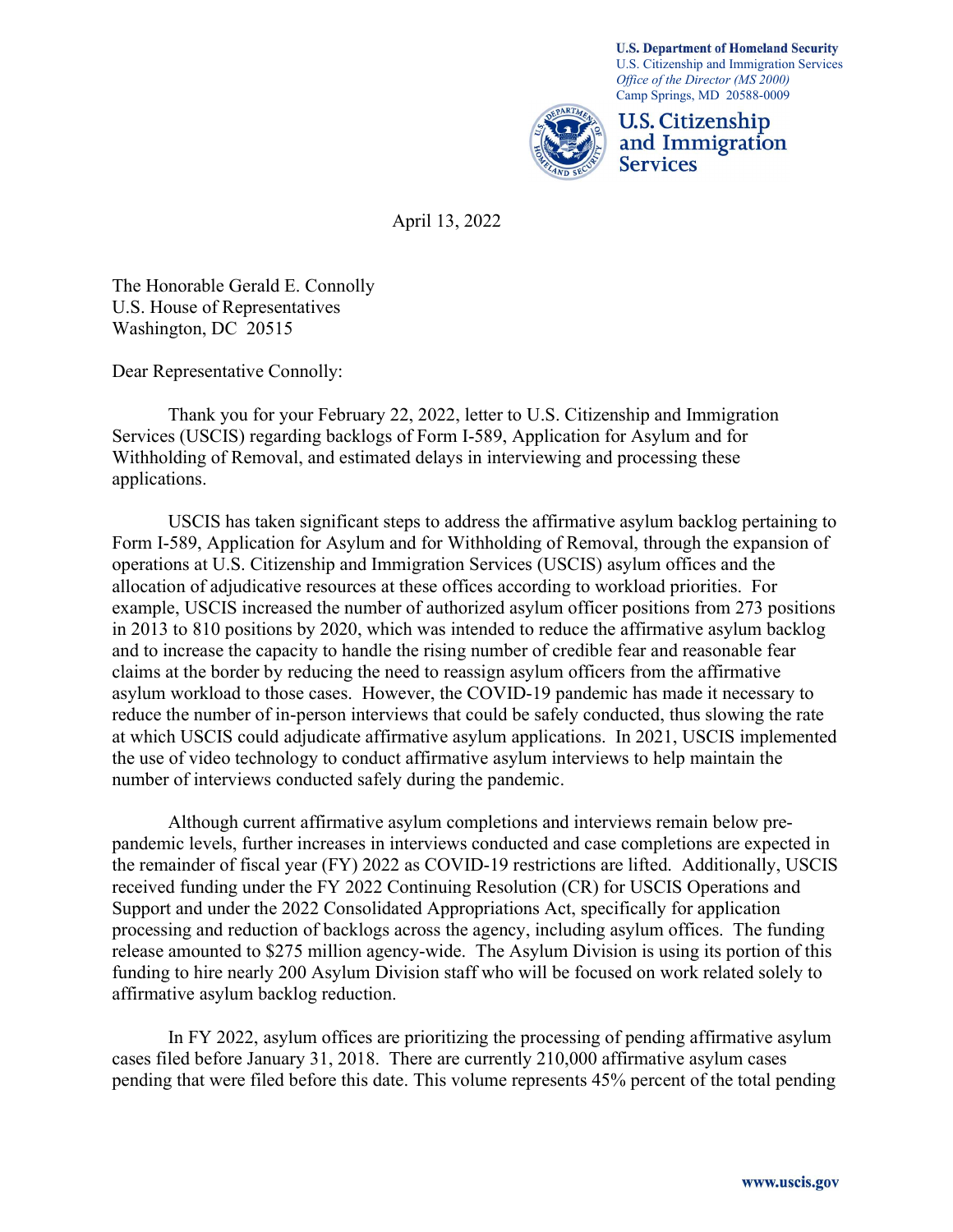**U.S. Department of Homeland Security**
U.S. Citizenship and Immigration Services
*Office of the Director (MS 2000)*
Camp Springs, MD 20588-0009

**U.S. Citizenship and Immigration Services**

April 13, 2022

The Honorable Gerald E. Connolly
U.S. House of Representatives
Washington, DC 20515

Dear Representative Connolly:

Thank you for your February 22, 2022, letter to U.S. Citizenship and Immigration Services (USCIS) regarding backlogs of Form I-589, Application for Asylum and for Withholding of Removal, and estimated delays in interviewing and processing these applications.

USCIS has taken significant steps to address the affirmative asylum backlog pertaining to Form I-589, Application for Asylum and for Withholding of Removal, through the expansion of operations at U.S. Citizenship and Immigration Services (USCIS) asylum offices and the allocation of adjudicative resources at these offices according to workload priorities. For example, USCIS increased the number of authorized asylum officer positions from 273 positions in 2013 to 810 positions by 2020, which was intended to reduce the affirmative asylum backlog and to increase the capacity to handle the rising number of credible fear and reasonable fear claims at the border by reducing the need to reassign asylum officers from the affirmative asylum workload to those cases. However, the COVID-19 pandemic has made it necessary to reduce the number of in-person interviews that could be safely conducted, thus slowing the rate at which USCIS could adjudicate affirmative asylum applications. In 2021, USCIS implemented the use of video technology to conduct affirmative asylum interviews to help maintain the number of interviews conducted safely during the pandemic.

Although current affirmative asylum completions and interviews remain below pre-pandemic levels, further increases in interviews conducted and case completions are expected in the remainder of fiscal year (FY) 2022 as COVID-19 restrictions are lifted. Additionally, USCIS received funding under the FY 2022 Continuing Resolution (CR) for USCIS Operations and Support and under the 2022 Consolidated Appropriations Act, specifically for application processing and reduction of backlogs across the agency, including asylum offices. The funding release amounted to $275 million agency-wide. The Asylum Division is using its portion of this funding to hire nearly 200 Asylum Division staff who will be focused on work related solely to affirmative asylum backlog reduction.

In FY 2022, asylum offices are prioritizing the processing of pending affirmative asylum cases filed before January 31, 2018. There are currently 210,000 affirmative asylum cases pending that were filed before this date. This volume represents 45% percent of the total pending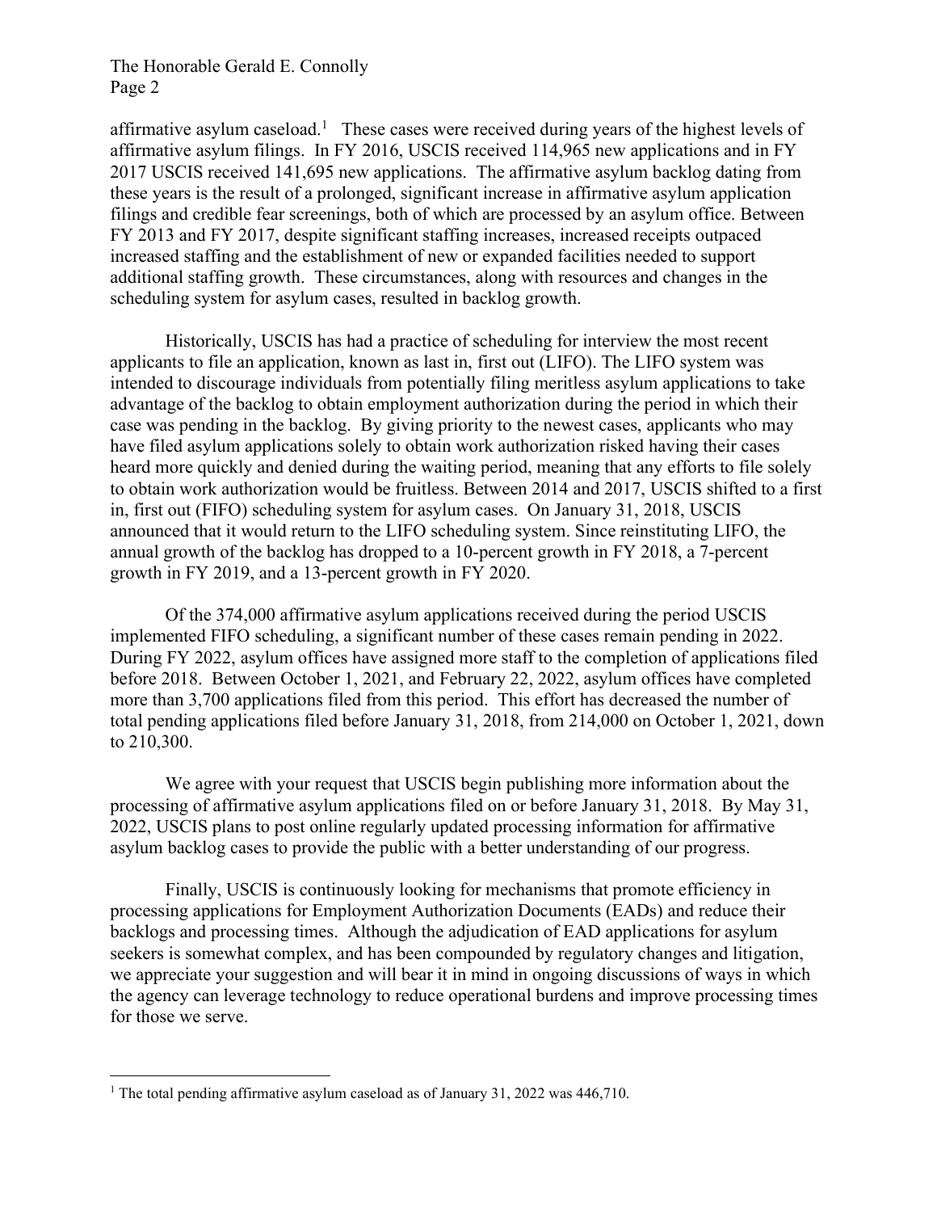affirmative asylum caseload.[1] These cases were received during years of the highest levels of affirmative asylum filings. In FY 2016, USCIS received 114,965 new applications and in FY 2017 USCIS received 141,695 new applications. The affirmative asylum backlog dating from these years is the result of a prolonged, significant increase in affirmative asylum application filings and credible fear screenings, both of which are processed by an asylum office. Between FY 2013 and FY 2017, despite significant staffing increases, increased receipts outpaced increased staffing and the establishment of new or expanded facilities needed to support additional staffing growth. These circumstances, along with resources and changes in the scheduling system for asylum cases, resulted in backlog growth.

Historically, USCIS has had a practice of scheduling for interview the most recent applicants to file an application, known as last in, first out (LIFO). The LIFO system was intended to discourage individuals from potentially filing meritless asylum applications to take advantage of the backlog to obtain employment authorization during the period in which their case was pending in the backlog. By giving priority to the newest cases, applicants who may have filed asylum applications solely to obtain work authorization risked having their cases heard more quickly and denied during the waiting period, meaning that any efforts to file solely to obtain work authorization would be fruitless. Between 2014 and 2017, USCIS shifted to a first in, first out (FIFO) scheduling system for asylum cases. On January 31, 2018, USCIS announced that it would return to the LIFO scheduling system. Since reinstituting LIFO, the annual growth of the backlog has dropped to a 10-percent growth in FY 2018, a 7-percent growth in FY 2019, and a 13-percent growth in FY 2020.

Of the 374,000 affirmative asylum applications received during the period USCIS implemented FIFO scheduling, a significant number of these cases remain pending in 2022. During FY 2022, asylum offices have assigned more staff to the completion of applications filed before 2018. Between October 1, 2021, and February 22, 2022, asylum offices have completed more than 3,700 applications filed from this period. This effort has decreased the number of total pending applications filed before January 31, 2018, from 214,000 on October 1, 2021, down to 210,300.

We agree with your request that USCIS begin publishing more information about the processing of affirmative asylum applications filed on or before January 31, 2018. By May 31, 2022, USCIS plans to post online regularly updated processing information for affirmative asylum backlog cases to provide the public with a better understanding of our progress.

Finally, USCIS is continuously looking for mechanisms that promote efficiency in processing applications for Employment Authorization Documents (EADs) and reduce their backlogs and processing times. Although the adjudication of EAD applications for asylum seekers is somewhat complex, and has been compounded by regulatory changes and litigation, we appreciate your suggestion and will bear it in mind in ongoing discussions of ways in which the agency can leverage technology to reduce operational burdens and improve processing times for those we serve.

[1] The total pending affirmative asylum caseload as of January 31, 2022 was 446,710.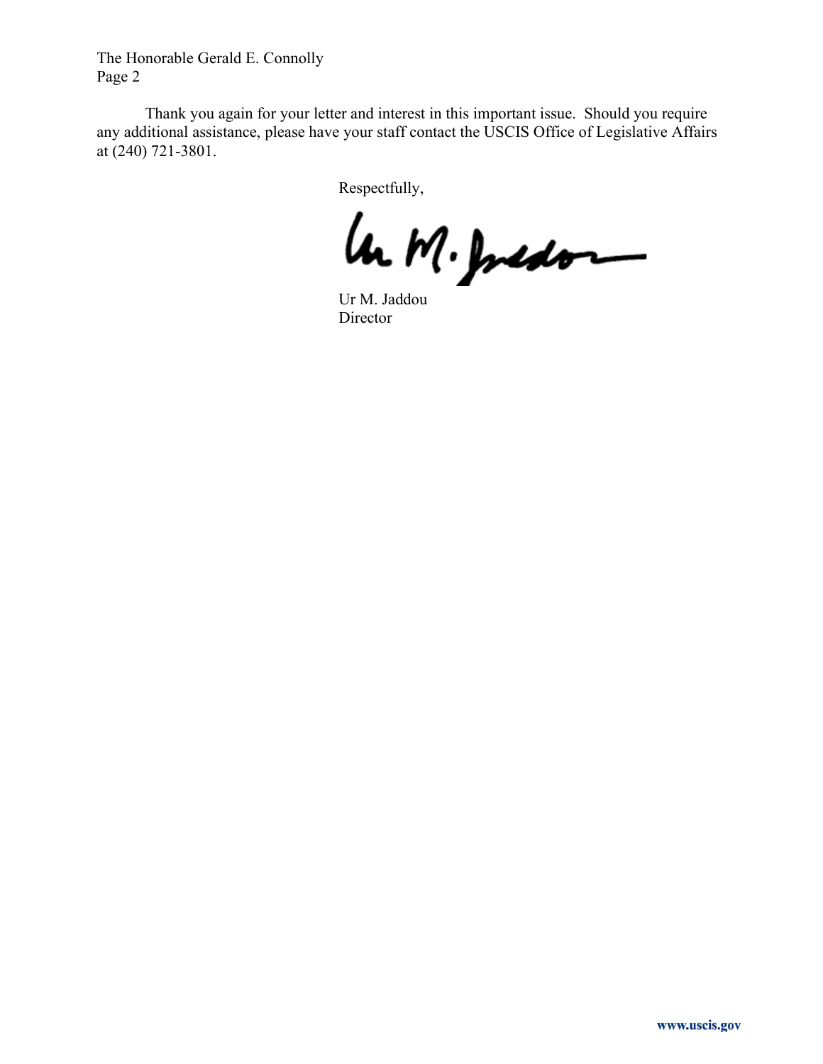Thank you again for your letter and interest in this important issue. Should you require any additional assistance, please have your staff contact the USCIS Office of Legislative Affairs at (240) 721-3801.

Respectfully,

Ur M. Jaddou
Director